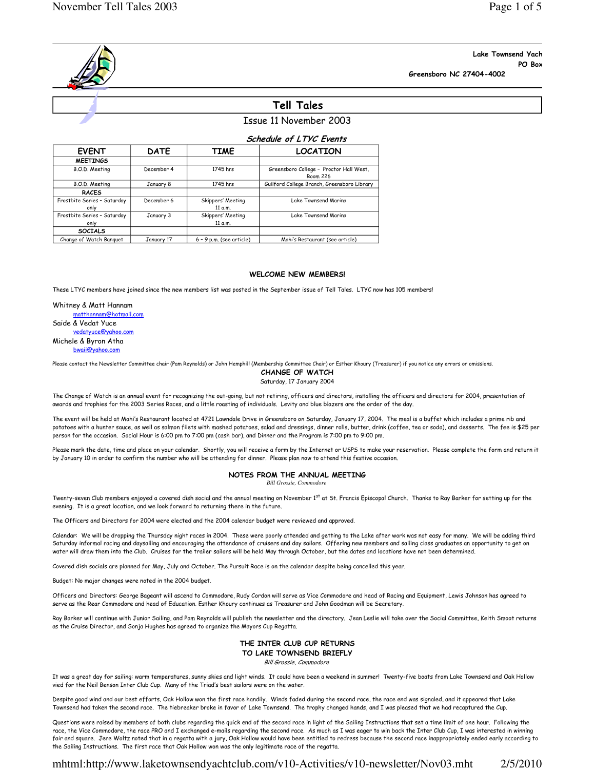Lake Townsend Yach
PO Box
Greensboro NC 27404-4002

# Tell Tales

Issue 11 November 2003

### *Schedule of LTYC Events*

| EVENT | DATE | TIME | LOCATION |
|---|---|---|---|
| **MEETINGS** | | | |
| B.O.D. Meeting | December 4 | 1745 hrs | Greensboro College – Proctor Hall West, Room 226 |
| B.O.D. Meeting | January 8 | 1745 hrs | Guilford College Branch, Greensboro Library |
| **RACES** | | | |
| Frostbite Series – Saturday only | December 6 | Skippers' Meeting 11 a.m. | Lake Townsend Marina |
| Frostbite Series – Saturday only | January 3 | Skippers' Meeting 11 a.m. | Lake Townsend Marina |
| **SOCIALS** | | | |
| Change of Watch Banquet | January 17 | 6 – 9 p.m. (see article) | Mahi's Restaurant (see article) |

## WELCOME NEW MEMBERS!

These LTYC members have joined since the new members list was posted in the September issue of Tell Tales. LTYC now has 105 members!

Whitney & Matt Hannam
matthannam@hotmail.com
Saide & Vedat Yuce
vedatyuce@yahoo.com
Michele & Byron Atha
bwaii@yahoo.com

Please contact the Newsletter Committee chair (Pam Reynolds) or John Hemphill (Membership Committee Chair) or Esther Khoury (Treasurer) if you notice any errors or omissions.

## CHANGE OF WATCH

Saturday, 17 January 2004

The Change of Watch is an annual event for recognizing the out-going, but not retiring, officers and directors, installing the officers and directors for 2004, presentation of awards and trophies for the 2003 Series Races, and a little roasting of individuals. Levity and blue blazers are the order of the day.

The event will be held at Mahi's Restaurant located at 4721 Lawndale Drive in Greensboro on Saturday, January 17, 2004. The meal is a buffet which includes a prime rib and potatoes with a hunter sauce, as well as salmon filets with mashed potatoes, salad and dressings, dinner rolls, butter, drink (coffee, tea or soda), and desserts. The fee is $25 per person for the occasion. Social Hour is 6:00 pm to 7:00 pm (cash bar), and Dinner and the Program is 7:00 pm to 9:00 pm.

Please mark the date, time and place on your calendar. Shortly, you will receive a form by the Internet or USPS to make your reservation. Please complete the form and return it by January 10 in order to confirm the number who will be attending for dinner. Please plan now to attend this festive occasion.

## NOTES FROM THE ANNUAL MEETING

*Bill Grossie, Commodore*

Twenty-seven Club members enjoyed a covered dish social and the annual meeting on November 1st at St. Francis Episcopal Church. Thanks to Ray Barker for setting up for the evening. It is a great location, and we look forward to returning there in the future.

The Officers and Directors for 2004 were elected and the 2004 calendar budget were reviewed and approved.

Calendar: We will be dropping the Thursday night races in 2004. These were poorly attended and getting to the Lake after work was not easy for many. We will be adding third Saturday informal racing and daysailing and encouraging the attendance of cruisers and day sailors. Offering new members and sailing class graduates an opportunity to get on water will draw them into the Club. Cruises for the trailer sailors will be held May through October, but the dates and locations have not been determined.

Covered dish socials are planned for May, July and October. The Pursuit Race is on the calendar despite being cancelled this year.

Budget: No major changes were noted in the 2004 budget.

Officers and Directors: George Bageant will ascend to Commodore, Rudy Cordon will serve as Vice Commodore and head of Racing and Equipment, Lewis Johnson has agreed to serve as the Rear Commodore and head of Education. Esther Khoury continues as Treasurer and John Goodman will be Secretary.

Ray Barker will continue with Junior Sailing, and Pam Reynolds will publish the newsletter and the directory. Jean Leslie will take over the Social Committee, Keith Smoot returns as the Cruise Director, and Sonja Hughes has agreed to organize the Mayors Cup Regatta.

## THE INTER CLUB CUP RETURNS TO LAKE TOWNSEND BRIEFLY

*Bill Grossie, Commodore*

It was a great day for sailing: warm temperatures, sunny skies and light winds. It could have been a weekend in summer! Twenty-five boats from Lake Townsend and Oak Hollow vied for the Neil Benson Inter Club Cup. Many of the Triad's best sailors were on the water.

Despite good wind and our best efforts, Oak Hollow won the first race handily. Winds faded during the second race, the race end was signaled, and it appeared that Lake Townsend had taken the second race. The tiebreaker broke in favor of Lake Townsend. The trophy changed hands, and I was pleased that we had recaptured the Cup.

Questions were raised by members of both clubs regarding the quick end of the second race in light of the Sailing Instructions that set a time limit of one hour. Following the race, the Vice Commodore, the race PRO and I exchanged e-mails regarding the second race. As much as I was eager to win back the Inter Club Cup, I was interested in winning fair and square. Jere Woltz noted that in a regatta with a jury, Oak Hollow would have been entitled to redress because the second race inappropriately ended early according to the Sailing Instructions. The first race that Oak Hollow won was the only legitimate race of the regatta.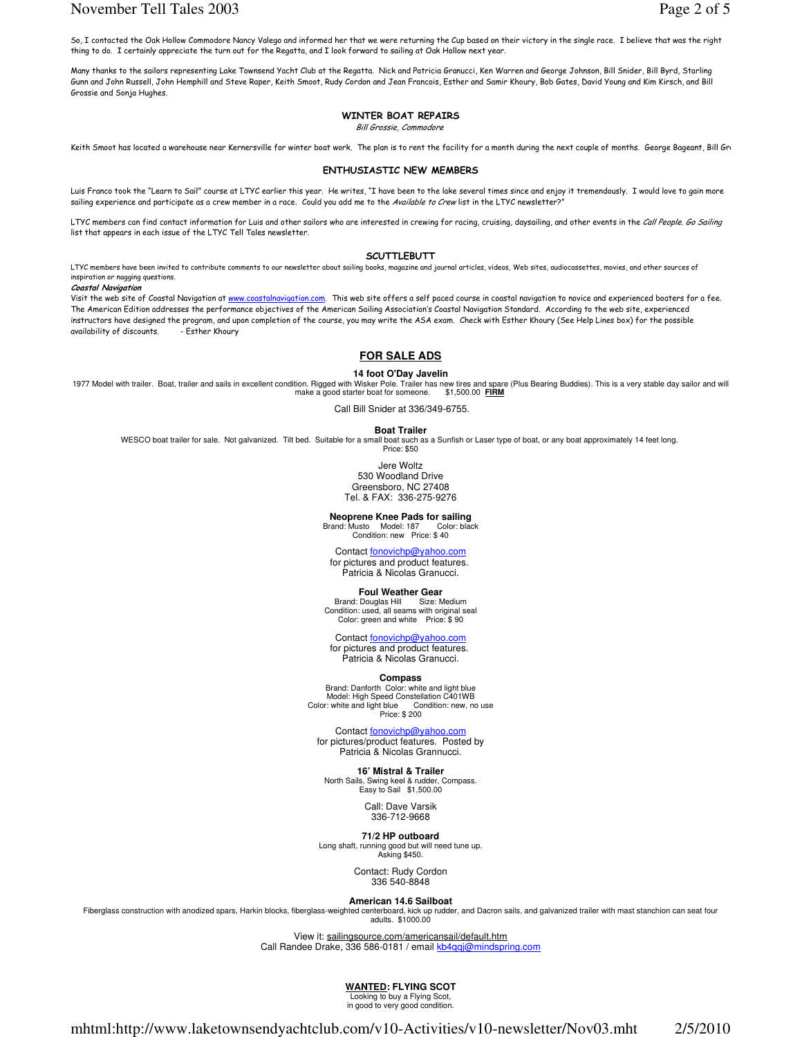So, I contacted the Oak Hollow Commodore Nancy Valego and informed her that we were returning the Cup based on their victory in the single race. I believe that was the right thing to do. I certainly appreciate the turn out for the Regatta, and I look forward to sailing at Oak Hollow next year.

Many thanks to the sailors representing Lake Townsend Yacht Club at the Regatta. Nick and Patricia Granucci, Ken Warren and George Johnson, Bill Snider, Bill Byrd, Starling Gunn and John Russell, John Hemphill and Steve Raper, Keith Smoot, Rudy Cordon and Jean Francois, Esther and Samir Khoury, Bob Gates, David Young and Kim Kirsch, and Bill Grossie and Sonja Hughes.

### WINTER BOAT REPAIRS

*Bill Grossie, Commodore*

Keith Smoot has located a warehouse near Kernersville for winter boat work. The plan is to rent the facility for a month during the next couple of months. George Bageant, Bill Gr

### ENTHUSIASTIC NEW MEMBERS

Luis Franco took the "Learn to Sail" course at LTYC earlier this year. He writes, "I have been to the lake several times since and enjoy it tremendously. I would love to gain more sailing experience and participate as a crew member in a race. Could you add me to the *Available to Crew* list in the LTYC newsletter?"

LTYC members can find contact information for Luis and other sailors who are interested in crewing for racing, cruising, daysailing, and other events in the *Call People. Go Sailing* list that appears in each issue of the LTYC Tell Tales newsletter.

### SCUTTLEBUTT

LTYC members have been invited to contribute comments to our newsletter about sailing books, magazine and journal articles, videos, Web sites, audiocassettes, movies, and other sources of inspiration or nagging questions.

***Coastal Navigation***

Visit the web site of Coastal Navigation at www.coastalnavigation.com. This web site offers a self paced course in coastal navigation to novice and experienced boaters for a fee. The American Edition addresses the performance objectives of the American Sailing Association's Coastal Navigation Standard. According to the web site, experienced instructors have designed the program, and upon completion of the course, you may write the ASA exam. Check with Esther Khoury (See Help Lines box) for the possible availability of discounts. - Esther Khoury

## FOR SALE ADS

**14 foot O'Day Javelin**

1977 Model with trailer. Boat, trailer and sails in excellent condition. Rigged with Wisker Pole. Trailer has new tires and spare (Plus Bearing Buddies). This is a very stable day sailor and will make a good starter boat for someone. $1,500.00 **FIRM**

Call Bill Snider at 336/349-6755.

**Boat Trailer**

WESCO boat trailer for sale. Not galvanized. Tilt bed. Suitable for a small boat such as a Sunfish or Laser type of boat, or any boat approximately 14 feet long.
Price: $50

Jere Woltz
530 Woodland Drive
Greensboro, NC 27408
Tel. & FAX: 336-275-9276

**Neoprene Knee Pads for sailing**

Brand: Musto Model: 187 Color: black
Condition: new Price: $ 40

Contact fonovichp@yahoo.com
for pictures and product features.
Patricia & Nicolas Granucci.

**Foul Weather Gear**

Brand: Douglas Hill Size: Medium
Condition: used, all seams with original seal
Color: green and white Price: $ 90

Contact fonovichp@yahoo.com
for pictures and product features.
Patricia & Nicolas Granucci.

**Compass**

Brand: Danforth Color: white and light blue
Model: High Speed Constellation C401WB
Color: white and light blue Condition: new, no use
Price: $ 200

Contact fonovichp@yahoo.com
for pictures/product features. Posted by
Patricia & Nicolas Grannucci.

**16' Mistral & Trailer**

North Sails, Swing keel & rudder, Compass.
Easy to Sail $1,500.00

Call: Dave Varsik
336-712-9668

**71/2 HP outboard**

Long shaft, running good but will need tune up.
Asking $450.

Contact: Rudy Cordon
336 540-8848

**American 14.6 Sailboat**

Fiberglass construction with anodized spars, Harkin blocks, fiberglass-weighted centerboard, kick up rudder, and Dacron sails, and galvanized trailer with mast stanchion can seat four adults. $1000.00

View it: sailingsource.com/americansail/default.htm
Call Randee Drake, 336 586-0181 / email kb4qqj@mindspring.com

**WANTED: FLYING SCOT**

Looking to buy a Flying Scot,
in good to very good condition.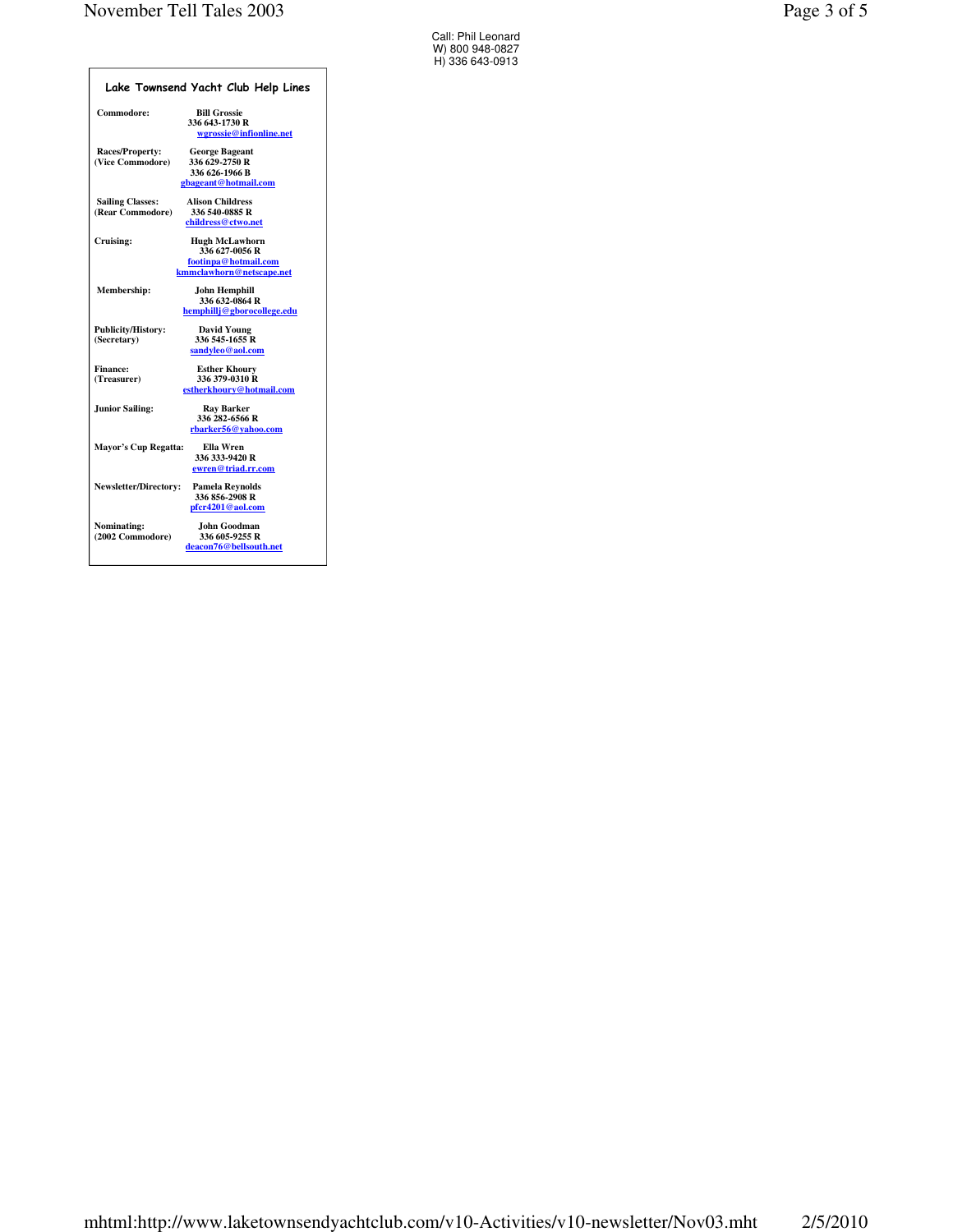Call: Phil Leonard
W) 800 948-0827
H) 336 643-0913

## Lake Townsend Yacht Club Help Lines

| | |
|---|---|
| **Commodore:** | **Bill Grossie**<br>**336 643-1730 R**<br>**wgrossie@infionline.net** |
| **Races/Property:**<br>**(Vice Commodore)** | **George Bageant**<br>**336 629-2750 R**<br>**336 626-1966 B**<br>**gbageant@hotmail.com** |
| **Sailing Classes:**<br>**(Rear Commodore)** | **Alison Childress**<br>**336 540-0885 R**<br>**childress@ctwo.net** |
| **Cruising:** | **Hugh McLawhorn**<br>**336 627-0056 R**<br>**footinpa@hotmail.com**<br>**kmmclawhorn@netscape.net** |
| **Membership:** | **John Hemphill**<br>**336 632-0864 R**<br>**hemphillj@gborocollege.edu** |
| **Publicity/History:**<br>**(Secretary)** | **David Young**<br>**336 545-1655 R**<br>**sandyleo@aol.com** |
| **Finance:**<br>**(Treasurer)** | **Esther Khoury**<br>**336 379-0310 R**<br>**estherkhoury@hotmail.com** |
| **Junior Sailing:** | **Ray Barker**<br>**336 282-6566 R**<br>**rbarker56@yahoo.com** |
| **Mayor's Cup Regatta:** | **Ella Wren**<br>**336 333-9420 R**<br>**ewren@triad.rr.com** |
| **Newsletter/Directory:** | **Pamela Reynolds**<br>**336 856-2908 R**<br>**pfcr4201@aol.com** |
| **Nominating:**<br>**(2002 Commodore)** | **John Goodman**<br>**336 605-9255 R**<br>**deacon76@bellsouth.net** |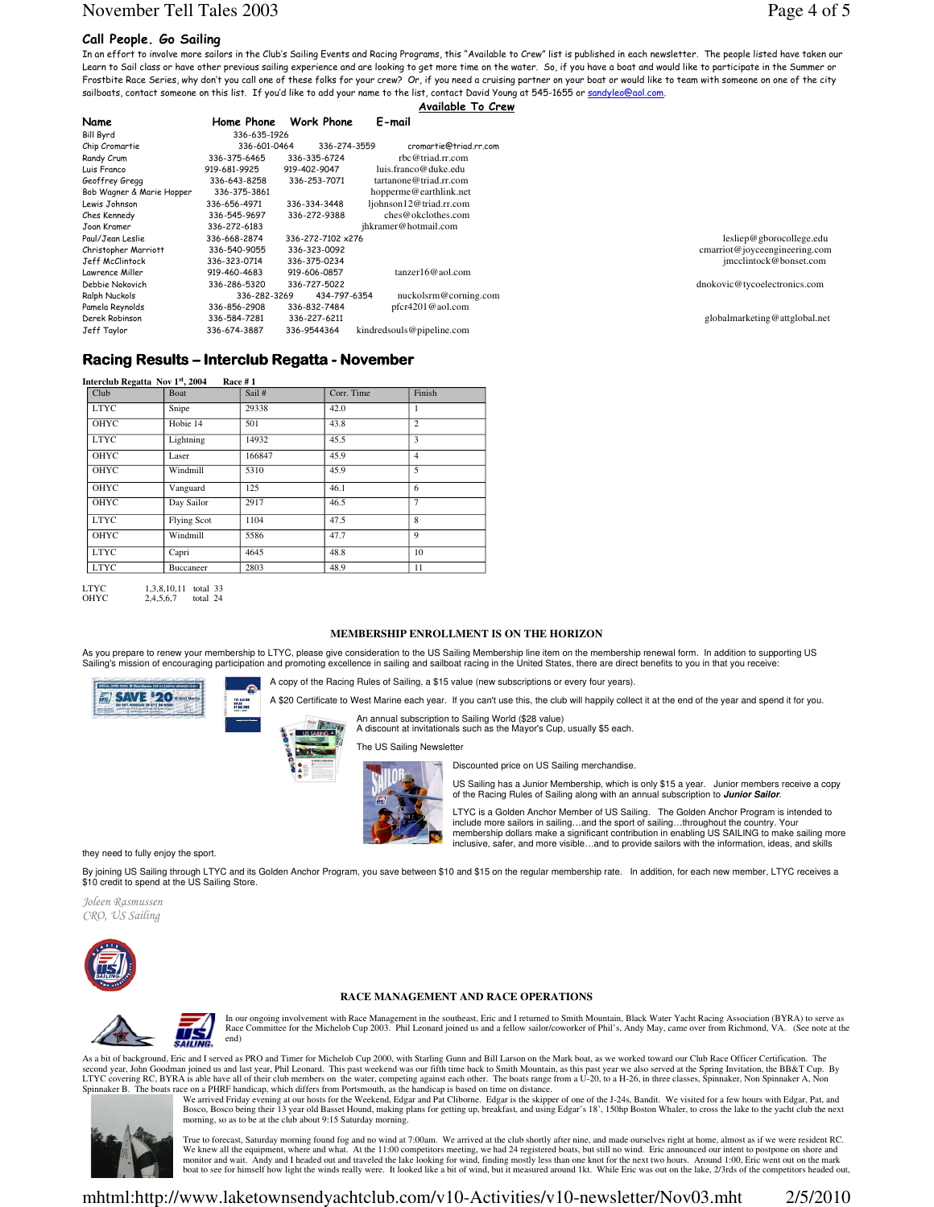## Call People. Go Sailing

In an effort to involve more sailors in the Club's Sailing Events and Racing Programs, this "Available to Crew" list is published in each newsletter. The people listed have taken our Learn to Sail class or have other previous sailing experience and are looking to get more time on the water. So, if you have a boat and would like to participate in the Summer or Frostbite Race Series, why don't you call one of these folks for your crew? Or, if you need a cruising partner on your boat or would like to team with someone on one of the city sailboats, contact someone on this list. If you'd like to add your name to the list, contact David Young at 545-1655 or sandyleo@aol.com.

### Available To Crew

| Name | Home Phone | Work Phone | E-mail |
|---|---|---|---|
| Bill Byrd | 336-635-1926 | | |
| Chip Cromartie | 336-601-0464 | 336-274-3559 | cromartie@triad.rr.com |
| Randy Crum | 336-375-6465 | 336-335-6724 | rbc@triad.rr.com |
| Luis Franco | 919-681-9925 | 919-402-9047 | luis.franco@duke.edu |
| Geoffrey Gregg | 336-643-8258 | 336-253-7071 | tartanone@triad.rr.com |
| Bob Wagner & Marie Hopper | 336-375-3861 | | hopperme@earthlink.net |
| Lewis Johnson | 336-656-4971 | 336-334-3448 | ljohnson12@triad.rr.com |
| Ches Kennedy | 336-545-9697 | 336-272-9388 | ches@okclothes.com |
| Joan Kramer | 336-272-6183 | | jhkramer@hotmail.com |
| Paul/Jean Leslie | 336-668-2874 | 336-272-7102 x276 | lesliep@gborocollege.edu |
| Christopher Marriott | 336-540-9055 | 336-323-0092 | cmarriot@joyceengineering.com |
| Jeff McClintock | 336-323-0714 | 336-375-0234 | jmcclintock@bonset.com |
| Lawrence Miller | 919-460-4683 | 919-606-0857 | tanzer16@aol.com |
| Debbie Nokovich | 336-286-5320 | 336-727-5022 | dnokovic@tycoelectronics.com |
| Ralph Nuckols | 336-282-3269 | 434-797-6354 | nuckolsrm@corning.com |
| Pamela Reynolds | 336-856-2908 | 336-832-7484 | pfcr4201@aol.com |
| Derek Robinson | 336-584-7281 | 336-227-6211 | globalmarketing@attglobal.net |
| Jeff Taylor | 336-674-3887 | 336-9544364 | kindredsouls@pipeline.com |

## Racing Results – Interclub Regatta - November

**Interclub Regatta Nov 1st, 2004 Race # 1**

| Club | Boat | Sail # | Corr. Time | Finish |
|---|---|---|---|---|
| LTYC | Snipe | 29338 | 42.0 | 1 |
| OHYC | Hobie 14 | 501 | 43.8 | 2 |
| LTYC | Lightning | 14932 | 45.5 | 3 |
| OHYC | Laser | 166847 | 45.9 | 4 |
| OHYC | Windmill | 5310 | 45.9 | 5 |
| OHYC | Vanguard | 125 | 46.1 | 6 |
| OHYC | Day Sailor | 2917 | 46.5 | 7 |
| LTYC | Flying Scot | 1104 | 47.5 | 8 |
| OHYC | Windmill | 5586 | 47.7 | 9 |
| LTYC | Capri | 4645 | 48.8 | 10 |
| LTYC | Buccaneer | 2803 | 48.9 | 11 |

LTYC 1,3,8,10,11 total 33
OHYC 2,4,5,6,7 total 24

### MEMBERSHIP ENROLLMENT IS ON THE HORIZON

As you prepare to renew your membership to LTYC, please give consideration to the US Sailing Membership line item on the membership renewal form. In addition to supporting US Sailing's mission of encouraging participation and promoting excellence in sailing and sailboat racing in the United States, there are direct benefits to you in that you receive:

A copy of the Racing Rules of Sailing, a $15 value (new subscriptions or every four years).

A $20 Certificate to West Marine each year. If you can't use this, the club will happily collect it at the end of the year and spend it for you.

An annual subscription to Sailing World ($28 value)
A discount at invitationals such as the Mayor's Cup, usually $5 each.

The US Sailing Newsletter

Discounted price on US Sailing merchandise.

US Sailing has a Junior Membership, which is only $15 a year. Junior members receive a copy of the Racing Rules of Sailing along with an annual subscription to ***Junior Sailor***.

LTYC is a Golden Anchor Member of US Sailing. The Golden Anchor Program is intended to include more sailors in sailing…and the sport of sailing…throughout the country. Your membership dollars make a significant contribution in enabling US SAILING to make sailing more inclusive, safer, and more visible…and to provide sailors with the information, ideas, and skills they need to fully enjoy the sport.

By joining US Sailing through LTYC and its Golden Anchor Program, you save between $10 and $15 on the regular membership rate. In addition, for each new member, LTYC receives a $10 credit to spend at the US Sailing Store.

*Joleen Rasmussen*
*CRO, US Sailing*

### RACE MANAGEMENT AND RACE OPERATIONS

In our ongoing involvement with Race Management in the southeast, Eric and I returned to Smith Mountain, Black Water Yacht Racing Association (BYRA) to serve as Race Committee for the Michelob Cup 2003. Phil Leonard joined us and a fellow sailor/coworker of Phil's, Andy May, came over from Richmond, VA. (See note at the end)

As a bit of background, Eric and I served as PRO and Timer for Michelob Cup 2000, with Starling Gunn and Bill Larson on the Mark boat, as we worked toward our Club Race Officer Certification. The second year, John Goodman joined us and last year, Phil Leonard. This past weekend was our fifth time back to Smith Mountain, as this past year we also served at the Spring Invitation, the BB&T Cup. By LTYC covering RC, BYRA is able have all of their club members on the water, competing against each other. The boats range from a U-20, to a H-26, in three classes, Spinnaker, Non Spinnaker A, Non Spinnaker B. The boats race on a PHRF handicap, which differs from Portsmouth, as the handicap is based on time on distance.

We arrived Friday evening at our hosts for the Weekend, Edgar and Pat Cliborne. Edgar is the skipper of one of the J-24s, Bandit. We visited for a few hours with Edgar, Pat, and Bosco, Bosco being their 13 year old Basset Hound, making plans for getting up, breakfast, and using Edgar's 18', 150hp Boston Whaler, to cross the lake to the yacht club the next morning, so as to be at the club about 9:15 Saturday morning.

True to forecast, Saturday morning found fog and no wind at 7:00am. We arrived at the club shortly after nine, and made ourselves right at home, almost as if we were resident RC. We knew all the equipment, where and what. At the 11:00 competitors meeting, we had 24 registered boats, but still no wind. Eric announced our intent to postpone on shore and monitor and wait. Andy and I headed out and traveled the lake looking for wind, finding mostly less than one knot for the next two hours. Around 1:00, Eric went out on the mark boat to see for himself how light the winds really were. It looked like a bit of wind, but it measured around 1kt. While Eric was out on the lake, 2/3rds of the competitors headed out,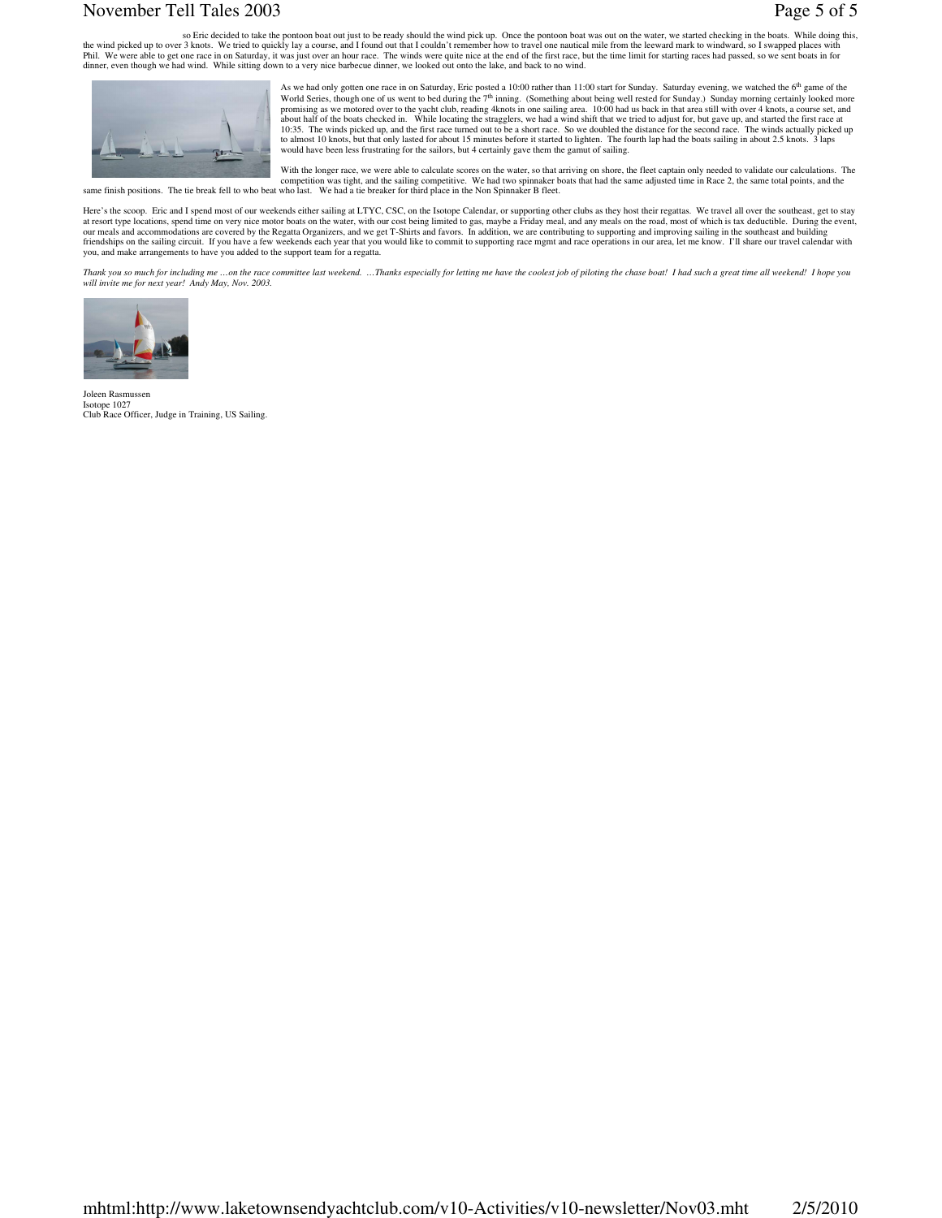so Eric decided to take the pontoon boat out just to be ready should the wind pick up. Once the pontoon boat was out on the water, we started checking in the boats. While doing this, the wind picked up to over 3 knots. We tried to quickly lay a course, and I found out that I couldn't remember how to travel one nautical mile from the leeward mark to windward, so I swapped places with Phil. We were able to get one race in on Saturday, it was just over an hour race. The winds were quite nice at the end of the first race, but the time limit for starting races had passed, so we sent boats in for dinner, even though we had wind. While sitting down to a very nice barbecue dinner, we looked out onto the lake, and back to no wind.

As we had only gotten one race in on Saturday, Eric posted a 10:00 rather than 11:00 start for Sunday. Saturday evening, we watched the 6th game of the World Series, though one of us went to bed during the 7th inning. (Something about being well rested for Sunday.) Sunday morning certainly looked more promising as we motored over to the yacht club, reading 4knots in one sailing area. 10:00 had us back in that area still with over 4 knots, a course set, and about half of the boats checked in. While locating the stragglers, we had a wind shift that we tried to adjust for, but gave up, and started the first race at 10:35. The winds picked up, and the first race turned out to be a short race. So we doubled the distance for the second race. The winds actually picked up to almost 10 knots, but that only lasted for about 15 minutes before it started to lighten. The fourth lap had the boats sailing in about 2.5 knots. 3 laps would have been less frustrating for the sailors, but 4 certainly gave them the gamut of sailing.

With the longer race, we were able to calculate scores on the water, so that arriving on shore, the fleet captain only needed to validate our calculations. The competition was tight, and the sailing competitive. We had two spinnaker boats that had the same adjusted time in Race 2, the same total points, and the same finish positions. The tie break fell to who beat who last. We had a tie breaker for third place in the Non Spinnaker B fleet.

Here's the scoop. Eric and I spend most of our weekends either sailing at LTYC, CSC, on the Isotope Calendar, or supporting other clubs as they host their regattas. We travel all over the southeast, get to stay at resort type locations, spend time on very nice motor boats on the water, with our cost being limited to gas, maybe a Friday meal, and any meals on the road, most of which is tax deductible. During the event, our meals and accommodations are covered by the Regatta Organizers, and we get T-Shirts and favors. In addition, we are contributing to supporting and improving sailing in the southeast and building friendships on the sailing circuit. If you have a few weekends each year that you would like to commit to supporting race mgmt and race operations in our area, let me know. I'll share our travel calendar with you, and make arrangements to have you added to the support team for a regatta.

*Thank you so much for including me …on the race committee last weekend. …Thanks especially for letting me have the coolest job of piloting the chase boat! I had such a great time all weekend! I hope you will invite me for next year! Andy May, Nov. 2003.*

Joleen Rasmussen
Isotope 1027
Club Race Officer, Judge in Training, US Sailing.